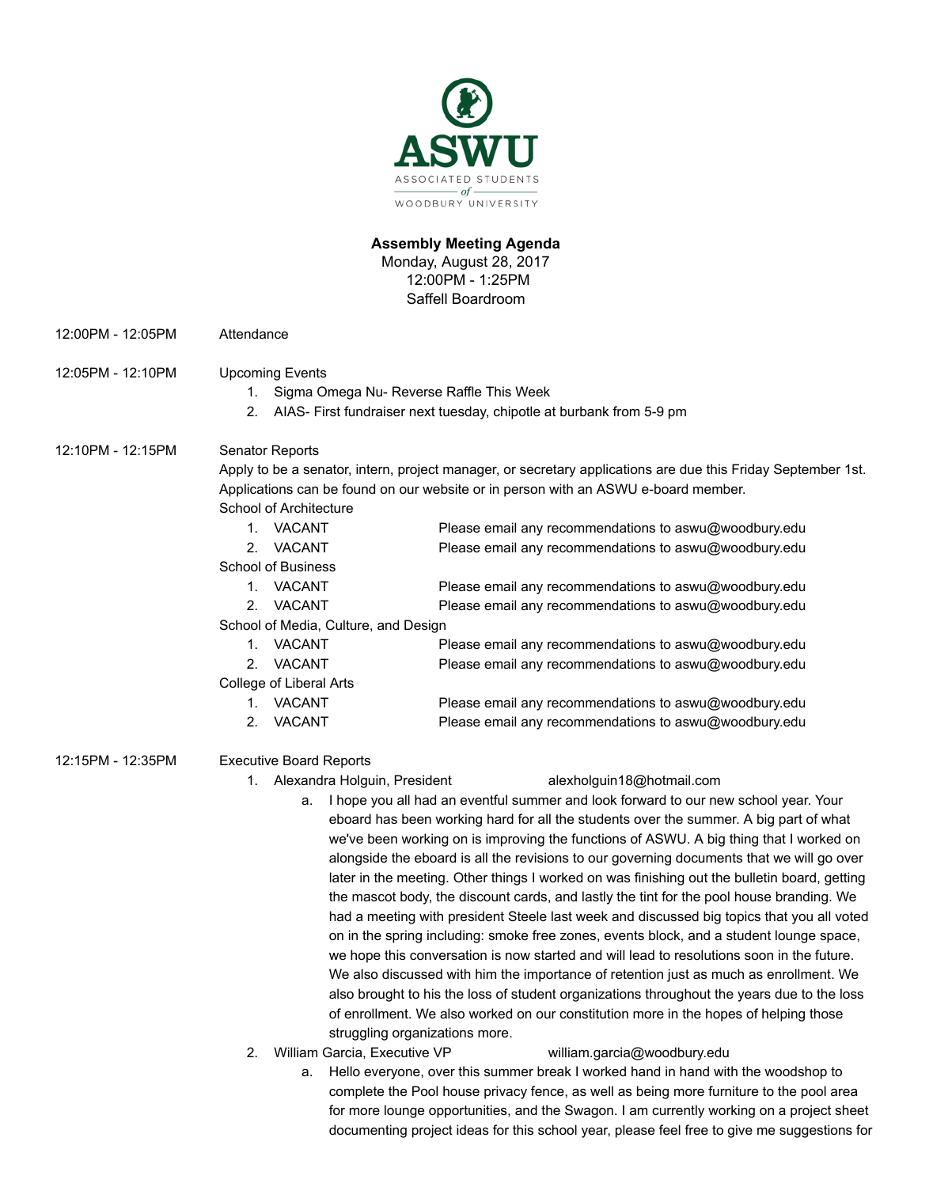ASWU

ASSOCIATED STUDENTS of WOODBURY UNIVERSITY

**Assembly Meeting Agenda**
Monday, August 28, 2017
12:00PM - 1:25PM
Saffell Boardroom

12:00PM - 12:05PM Attendance

12:05PM - 12:10PM Upcoming Events

1. Sigma Omega Nu- Reverse Raffle This Week
2. AIAS- First fundraiser next tuesday, chipotle at burbank from 5-9 pm

12:10PM - 12:15PM Senator Reports

Apply to be a senator, intern, project manager, or secretary applications are due this Friday September 1st. Applications can be found on our website or in person with an ASWU e-board member.

School of Architecture

1. VACANT Please email any recommendations to aswu@woodbury.edu
2. VACANT Please email any recommendations to aswu@woodbury.edu

School of Business

1. VACANT Please email any recommendations to aswu@woodbury.edu
2. VACANT Please email any recommendations to aswu@woodbury.edu

School of Media, Culture, and Design

1. VACANT Please email any recommendations to aswu@woodbury.edu
2. VACANT Please email any recommendations to aswu@woodbury.edu

College of Liberal Arts

1. VACANT Please email any recommendations to aswu@woodbury.edu
2. VACANT Please email any recommendations to aswu@woodbury.edu

12:15PM - 12:35PM Executive Board Reports

1. Alexandra Holguin, President alexholguin18@hotmail.com
   a. I hope you all had an eventful summer and look forward to our new school year. Your eboard has been working hard for all the students over the summer. A big part of what we've been working on is improving the functions of ASWU. A big thing that I worked on alongside the eboard is all the revisions to our governing documents that we will go over later in the meeting. Other things I worked on was finishing out the bulletin board, getting the mascot body, the discount cards, and lastly the tint for the pool house branding. We had a meeting with president Steele last week and discussed big topics that you all voted on in the spring including: smoke free zones, events block, and a student lounge space, we hope this conversation is now started and will lead to resolutions soon in the future. We also discussed with him the importance of retention just as much as enrollment. We also brought to his the loss of student organizations throughout the years due to the loss of enrollment. We also worked on our constitution more in the hopes of helping those struggling organizations more.
2. William Garcia, Executive VP william.garcia@woodbury.edu
   a. Hello everyone, over this summer break I worked hand in hand with the woodshop to complete the Pool house privacy fence, as well as being more furniture to the pool area for more lounge opportunities, and the Swagon. I am currently working on a project sheet documenting project ideas for this school year, please feel free to give me suggestions for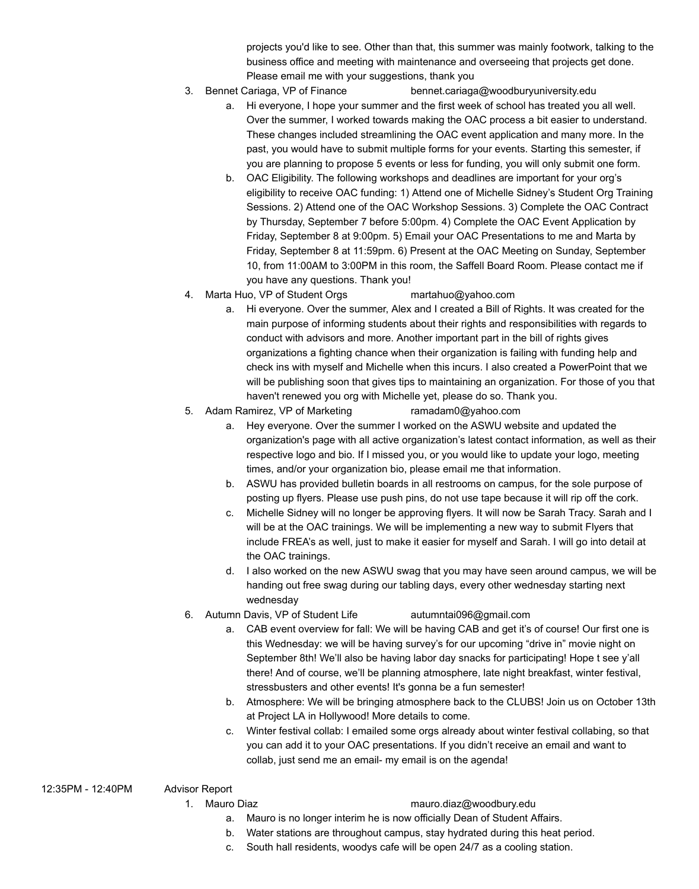projects you'd like to see. Other than that, this summer was mainly footwork, talking to the business office and meeting with maintenance and overseeing that projects get done. Please email me with your suggestions, thank you

3. Bennet Cariaga, VP of Finance — bennet.cariaga@woodburyuniversity.edu
   a. Hi everyone, I hope your summer and the first week of school has treated you all well. Over the summer, I worked towards making the OAC process a bit easier to understand. These changes included streamlining the OAC event application and many more. In the past, you would have to submit multiple forms for your events. Starting this semester, if you are planning to propose 5 events or less for funding, you will only submit one form.
   b. OAC Eligibility. The following workshops and deadlines are important for your org's eligibility to receive OAC funding: 1) Attend one of Michelle Sidney's Student Org Training Sessions. 2) Attend one of the OAC Workshop Sessions. 3) Complete the OAC Contract by Thursday, September 7 before 5:00pm. 4) Complete the OAC Event Application by Friday, September 8 at 9:00pm. 5) Email your OAC Presentations to me and Marta by Friday, September 8 at 11:59pm. 6) Present at the OAC Meeting on Sunday, September 10, from 11:00AM to 3:00PM in this room, the Saffell Board Room. Please contact me if you have any questions. Thank you!
4. Marta Huo, VP of Student Orgs — martahuo@yahoo.com
   a. Hi everyone. Over the summer, Alex and I created a Bill of Rights. It was created for the main purpose of informing students about their rights and responsibilities with regards to conduct with advisors and more. Another important part in the bill of rights gives organizations a fighting chance when their organization is failing with funding help and check ins with myself and Michelle when this incurs. I also created a PowerPoint that we will be publishing soon that gives tips to maintaining an organization. For those of you that haven't renewed you org with Michelle yet, please do so. Thank you.
5. Adam Ramirez, VP of Marketing — ramadam0@yahoo.com
   a. Hey everyone. Over the summer I worked on the ASWU website and updated the organization's page with all active organization's latest contact information, as well as their respective logo and bio. If I missed you, or you would like to update your logo, meeting times, and/or your organization bio, please email me that information.
   b. ASWU has provided bulletin boards in all restrooms on campus, for the sole purpose of posting up flyers. Please use push pins, do not use tape because it will rip off the cork.
   c. Michelle Sidney will no longer be approving flyers. It will now be Sarah Tracy. Sarah and I will be at the OAC trainings. We will be implementing a new way to submit Flyers that include FREA's as well, just to make it easier for myself and Sarah. I will go into detail at the OAC trainings.
   d. I also worked on the new ASWU swag that you may have seen around campus, we will be handing out free swag during our tabling days, every other wednesday starting next wednesday
6. Autumn Davis, VP of Student Life — autumntai096@gmail.com
   a. CAB event overview for fall: We will be having CAB and get it's of course! Our first one is this Wednesday: we will be having survey's for our upcoming "drive in" movie night on September 8th! We'll also be having labor day snacks for participating! Hope t see y'all there! And of course, we'll be planning atmosphere, late night breakfast, winter festival, stressbusters and other events! It's gonna be a fun semester!
   b. Atmosphere: We will be bringing atmosphere back to the CLUBS! Join us on October 13th at Project LA in Hollywood! More details to come.
   c. Winter festival collab: I emailed some orgs already about winter festival collabing, so that you can add it to your OAC presentations. If you didn't receive an email and want to collab, just send me an email- my email is on the agenda!

12:35PM - 12:40PM — Advisor Report

1. Mauro Diaz — mauro.diaz@woodbury.edu
   a. Mauro is no longer interim he is now officially Dean of Student Affairs.
   b. Water stations are throughout campus, stay hydrated during this heat period.
   c. South hall residents, woodys cafe will be open 24/7 as a cooling station.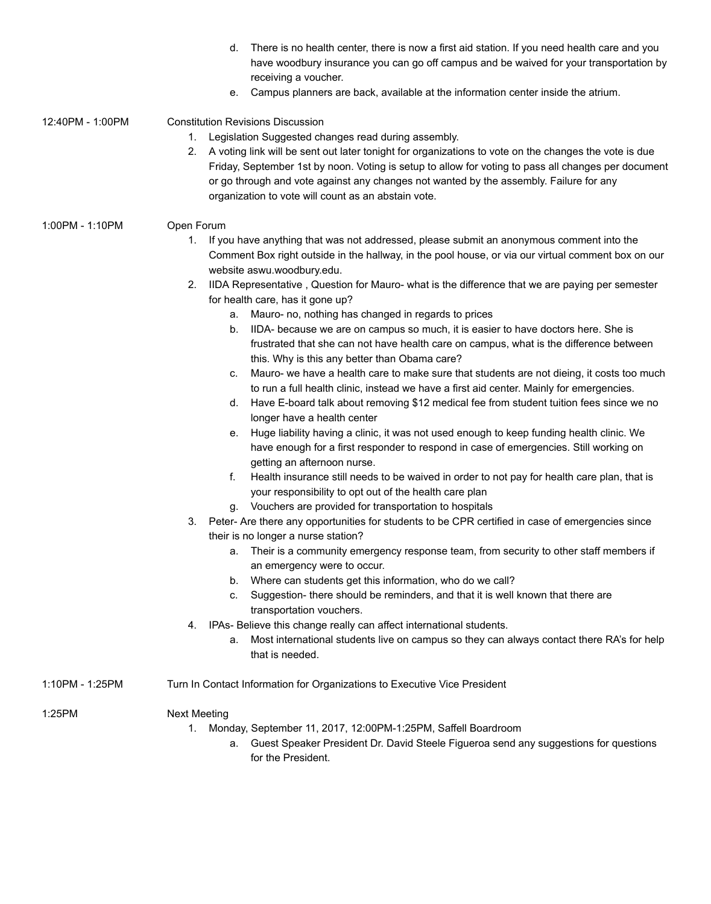d. There is no health center, there is now a first aid station. If you need health care and you have woodbury insurance you can go off campus and be waived for your transportation by receiving a voucher.
e. Campus planners are back, available at the information center inside the atrium.

12:40PM - 1:00PM Constitution Revisions Discussion

1. Legislation Suggested changes read during assembly.
2. A voting link will be sent out later tonight for organizations to vote on the changes the vote is due Friday, September 1st by noon. Voting is setup to allow for voting to pass all changes per document or go through and vote against any changes not wanted by the assembly. Failure for any organization to vote will count as an abstain vote.

1:00PM - 1:10PM Open Forum

1. If you have anything that was not addressed, please submit an anonymous comment into the Comment Box right outside in the hallway, in the pool house, or via our virtual comment box on our website aswu.woodbury.edu.
2. IIDA Representative , Question for Mauro- what is the difference that we are paying per semester for health care, has it gone up?
    a. Mauro- no, nothing has changed in regards to prices
    b. IIDA- because we are on campus so much, it is easier to have doctors here. She is frustrated that she can not have health care on campus, what is the difference between this. Why is this any better than Obama care?
    c. Mauro- we have a health care to make sure that students are not dieing, it costs too much to run a full health clinic, instead we have a first aid center. Mainly for emergencies.
    d. Have E-board talk about removing $12 medical fee from student tuition fees since we no longer have a health center
    e. Huge liability having a clinic, it was not used enough to keep funding health clinic. We have enough for a first responder to respond in case of emergencies. Still working on getting an afternoon nurse.
    f. Health insurance still needs to be waived in order to not pay for health care plan, that is your responsibility to opt out of the health care plan
    g. Vouchers are provided for transportation to hospitals
3. Peter- Are there any opportunities for students to be CPR certified in case of emergencies since their is no longer a nurse station?
    a. Their is a community emergency response team, from security to other staff members if an emergency were to occur.
    b. Where can students get this information, who do we call?
    c. Suggestion- there should be reminders, and that it is well known that there are transportation vouchers.
4. IPAs- Believe this change really can affect international students.
    a. Most international students live on campus so they can always contact there RA's for help that is needed.

1:10PM - 1:25PM Turn In Contact Information for Organizations to Executive Vice President

1:25PM Next Meeting

1. Monday, September 11, 2017, 12:00PM-1:25PM, Saffell Boardroom
    a. Guest Speaker President Dr. David Steele Figueroa send any suggestions for questions for the President.